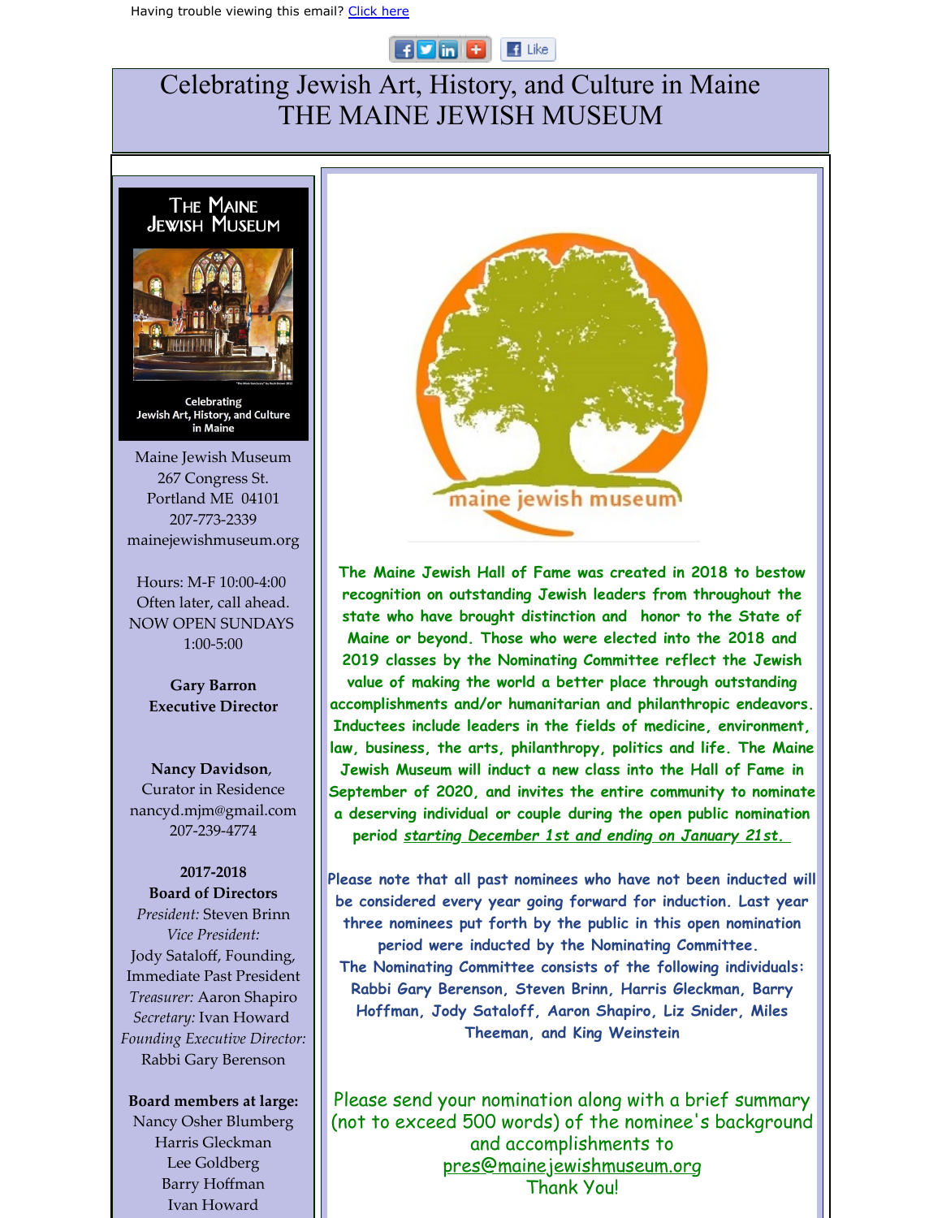Having trouble viewing this email? Click here

# Celebrating Jewish Art, History, and Culture in Maine
# THE MAINE JEWISH MUSEUM

**The Maine Jewish Museum**

**Celebrating Jewish Art, History, and Culture in Maine**

Maine Jewish Museum
267 Congress St.
Portland ME 04101
207-773-2339
mainejewishmuseum.org

Hours: M-F 10:00-4:00
Often later, call ahead.
NOW OPEN SUNDAYS
1:00-5:00

**Gary Barron**
**Executive Director**

**Nancy Davidson**,
Curator in Residence
nancyd.mjm@gmail.com
207-239-4774

**2017-2018**
**Board of Directors**
*President:* Steven Brinn
*Vice President:*
Jody Sataloff, Founding, Immediate Past President
*Treasurer:* Aaron Shapiro
*Secretary:* Ivan Howard
*Founding Executive Director:*
Rabbi Gary Berenson

**Board members at large:**
Nancy Osher Blumberg
Harris Gleckman
Lee Goldberg
Barry Hoffman
Ivan Howard

maine jewish museum

**The Maine Jewish Hall of Fame was created in 2018 to bestow recognition on outstanding Jewish leaders from throughout the state who have brought distinction and honor to the State of Maine or beyond. Those who were elected into the 2018 and 2019 classes by the Nominating Committee reflect the Jewish value of making the world a better place through outstanding accomplishments and/or humanitarian and philanthropic endeavors. Inductees include leaders in the fields of medicine, environment, law, business, the arts, philanthropy, politics and life. The Maine Jewish Museum will induct a new class into the Hall of Fame in September of 2020, and invites the entire community to nominate a deserving individual or couple during the open public nomination period *starting December 1st and ending on January 21st.***

Please note that all past nominees who have not been inducted will be considered every year going forward for induction. Last year three nominees put forth by the public in this open nomination period were inducted by the Nominating Committee.
The Nominating Committee consists of the following individuals: Rabbi Gary Berenson, Steven Brinn, Harris Gleckman, Barry Hoffman, Jody Sataloff, Aaron Shapiro, Liz Snider, Miles Theeman, and King Weinstein

Please send your nomination along with a brief summary (not to exceed 500 words) of the nominee's background and accomplishments to
pres@mainejewishmuseum.org
Thank You!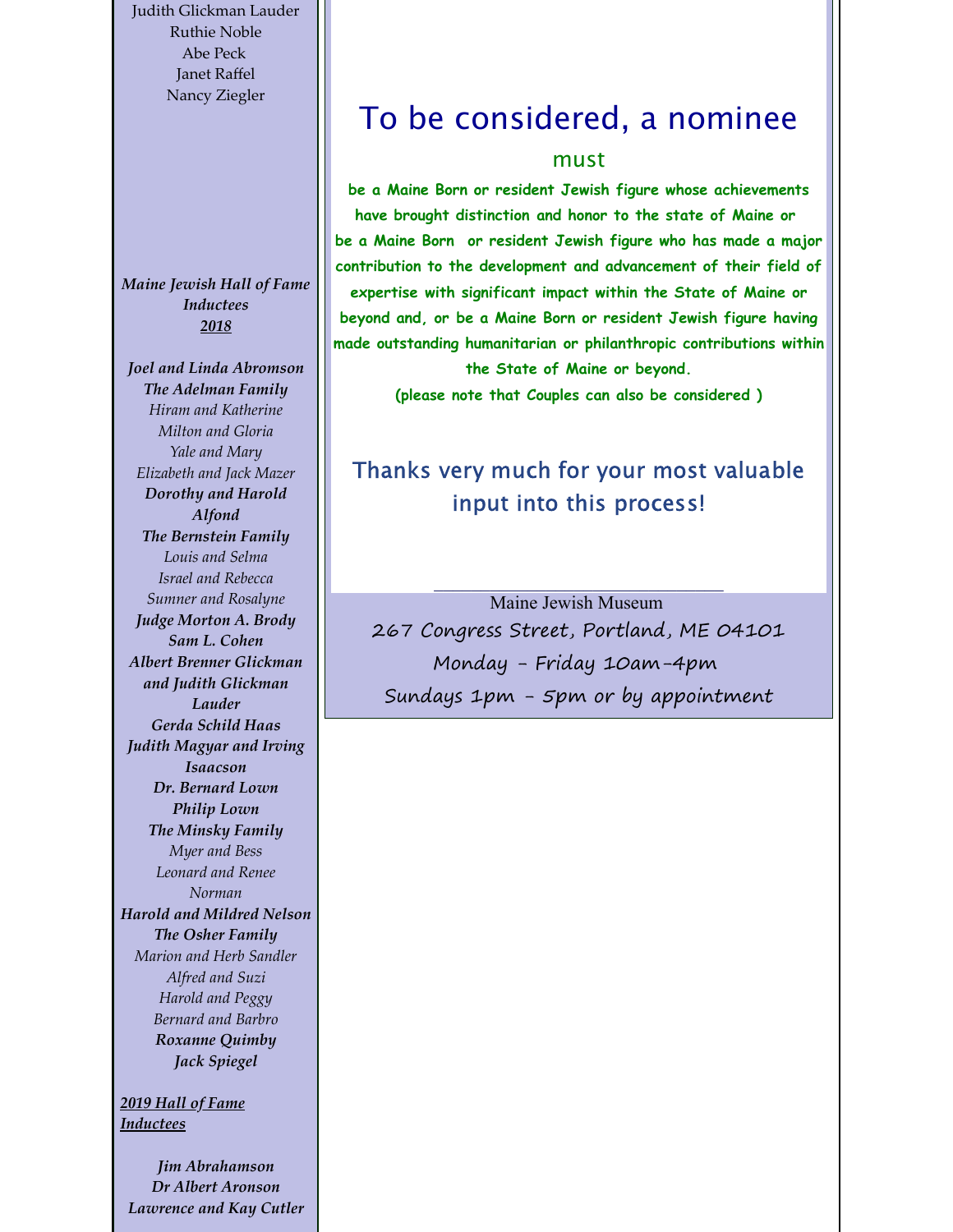Judith Glickman Lauder
Ruthie Noble
Abe Peck
Janet Raffel
Nancy Ziegler

***Maine Jewish Hall of Fame Inductees***
***2018***

***Joel and Linda Abromson***
***The Adelman Family***
*Hiram and Katherine*
*Milton and Gloria*
*Yale and Mary*
*Elizabeth and Jack Mazer*
***Dorothy and Harold Alfond***
***The Bernstein Family***
*Louis and Selma*
*Israel and Rebecca*
*Sumner and Rosalyne*
***Judge Morton A. Brody***
***Sam L. Cohen***
***Albert Brenner Glickman and Judith Glickman Lauder***
***Gerda Schild Haas***
***Judith Magyar and Irving Isaacson***
***Dr. Bernard Lown***
***Philip Lown***
***The Minsky Family***
*Myer and Bess*
*Leonard and Renee*
*Norman*
***Harold and Mildred Nelson***
***The Osher Family***
*Marion and Herb Sandler*
*Alfred and Suzi*
*Harold and Peggy*
*Bernard and Barbro*
***Roxanne Quimby***
***Jack Spiegel***

***2019 Hall of Fame Inductees***

***Jim Abrahamson***
***Dr Albert Aronson***
***Lawrence and Kay Cutler***

# To be considered, a nominee

## must

**be a Maine Born or resident Jewish figure whose achievements have brought distinction and honor to the state of Maine or be a Maine Born or resident Jewish figure who has made a major contribution to the development and advancement of their field of expertise with significant impact within the State of Maine or beyond and, or be a Maine Born or resident Jewish figure having made outstanding humanitarian or philanthropic contributions within the State of Maine or beyond.**

**(please note that Couples can also be considered )**

## Thanks very much for your most valuable input into this process!

---

Maine Jewish Museum
267 Congress Street, Portland, ME 04101
Monday - Friday 10am-4pm
Sundays 1pm - 5pm or by appointment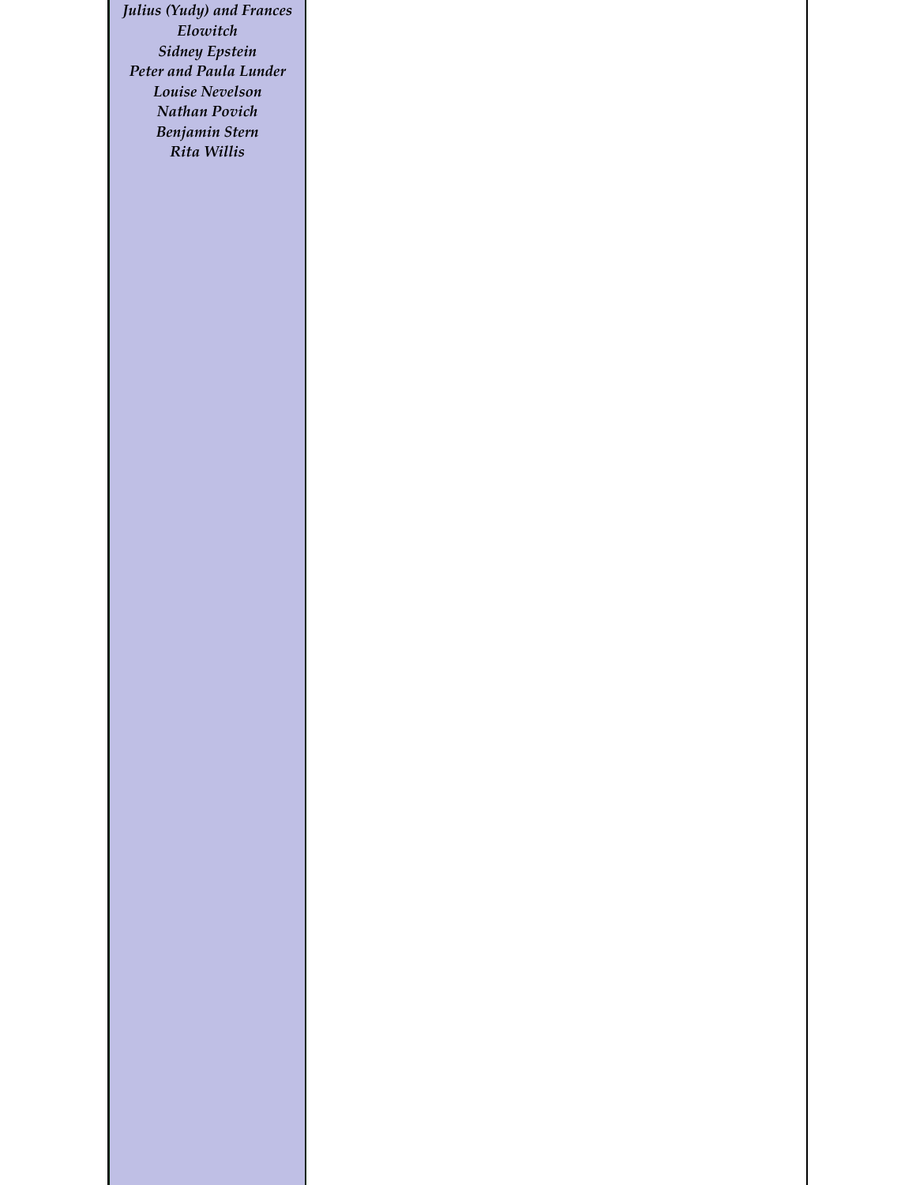*Julius (Yudy) and Frances Elowitch*
*Sidney Epstein*
*Peter and Paula Lunder*
*Louise Nevelson*
*Nathan Povich*
*Benjamin Stern*
*Rita Willis*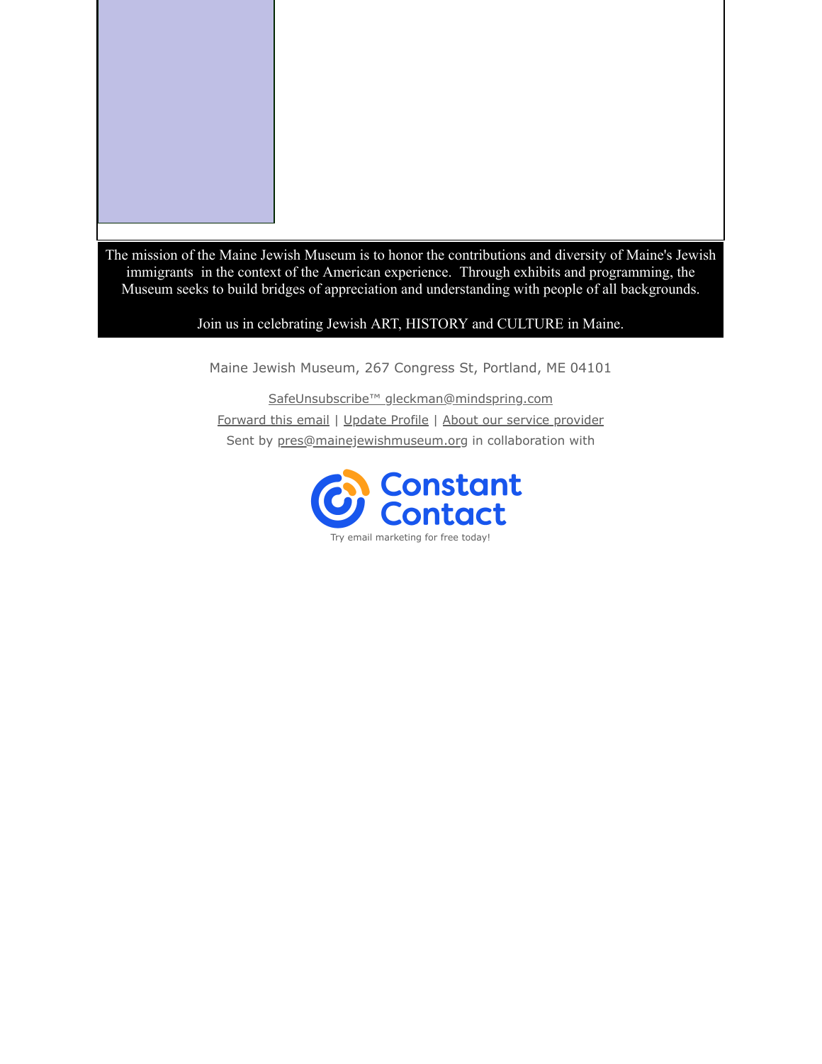The mission of the Maine Jewish Museum is to honor the contributions and diversity of Maine's Jewish immigrants in the context of the American experience. Through exhibits and programming, the Museum seeks to build bridges of appreciation and understanding with people of all backgrounds.

Join us in celebrating Jewish ART, HISTORY and CULTURE in Maine.

Maine Jewish Museum, 267 Congress St, Portland, ME 04101

SafeUnsubscribe™ gleckman@mindspring.com

Forward this email | Update Profile | About our service provider

Sent by pres@mainejewishmuseum.org in collaboration with

Constant Contact

Try email marketing for free today!